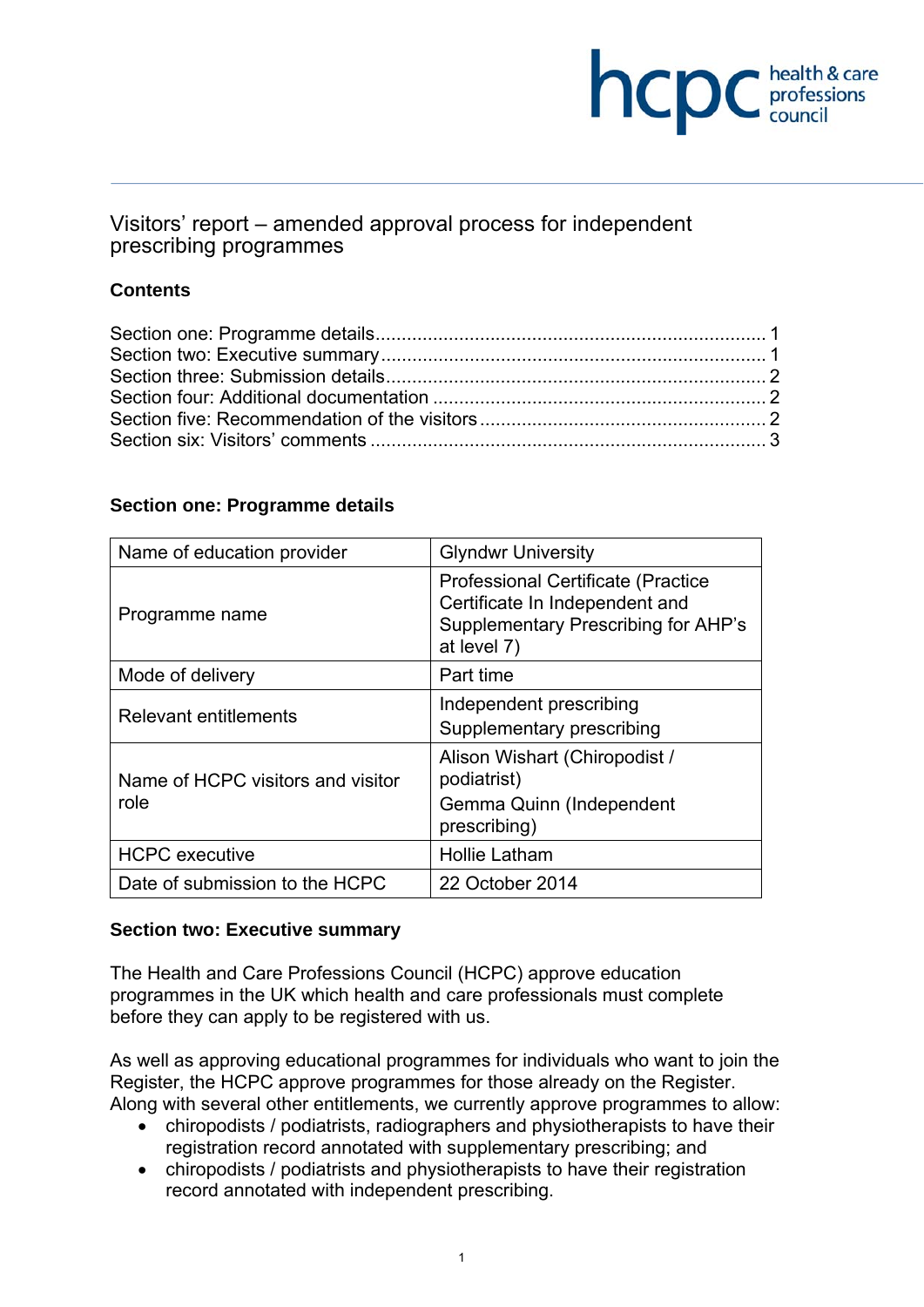# Visitors' report – amended approval process for independent prescribing programmes

## Contents

Section one: Programme details........................................................................... 1
Section two: Executive summary......................................................................... 1
Section three: Submission details........................................................................ 2
Section four: Additional documentation ................................................................ 2
Section five: Recommendation of the visitors....................................................... 2
Section six: Visitors' comments ............................................................................ 3

## Section one: Programme details

| Name of education provider | Glyndwr University |
|---|---|
| Programme name | Professional Certificate (Practice Certificate In Independent and Supplementary Prescribing for AHP's at level 7) |
| Mode of delivery | Part time |
| Relevant entitlements | Independent prescribing<br>Supplementary prescribing |
| Name of HCPC visitors and visitor role | Alison Wishart (Chiropodist / podiatrist)<br>Gemma Quinn (Independent prescribing) |
| HCPC executive | Hollie Latham |
| Date of submission to the HCPC | 22 October 2014 |

## Section two: Executive summary

The Health and Care Professions Council (HCPC) approve education programmes in the UK which health and care professionals must complete before they can apply to be registered with us.

As well as approving educational programmes for individuals who want to join the Register, the HCPC approve programmes for those already on the Register. Along with several other entitlements, we currently approve programmes to allow:

- chiropodists / podiatrists, radiographers and physiotherapists to have their registration record annotated with supplementary prescribing; and
- chiropodists / podiatrists and physiotherapists to have their registration record annotated with independent prescribing.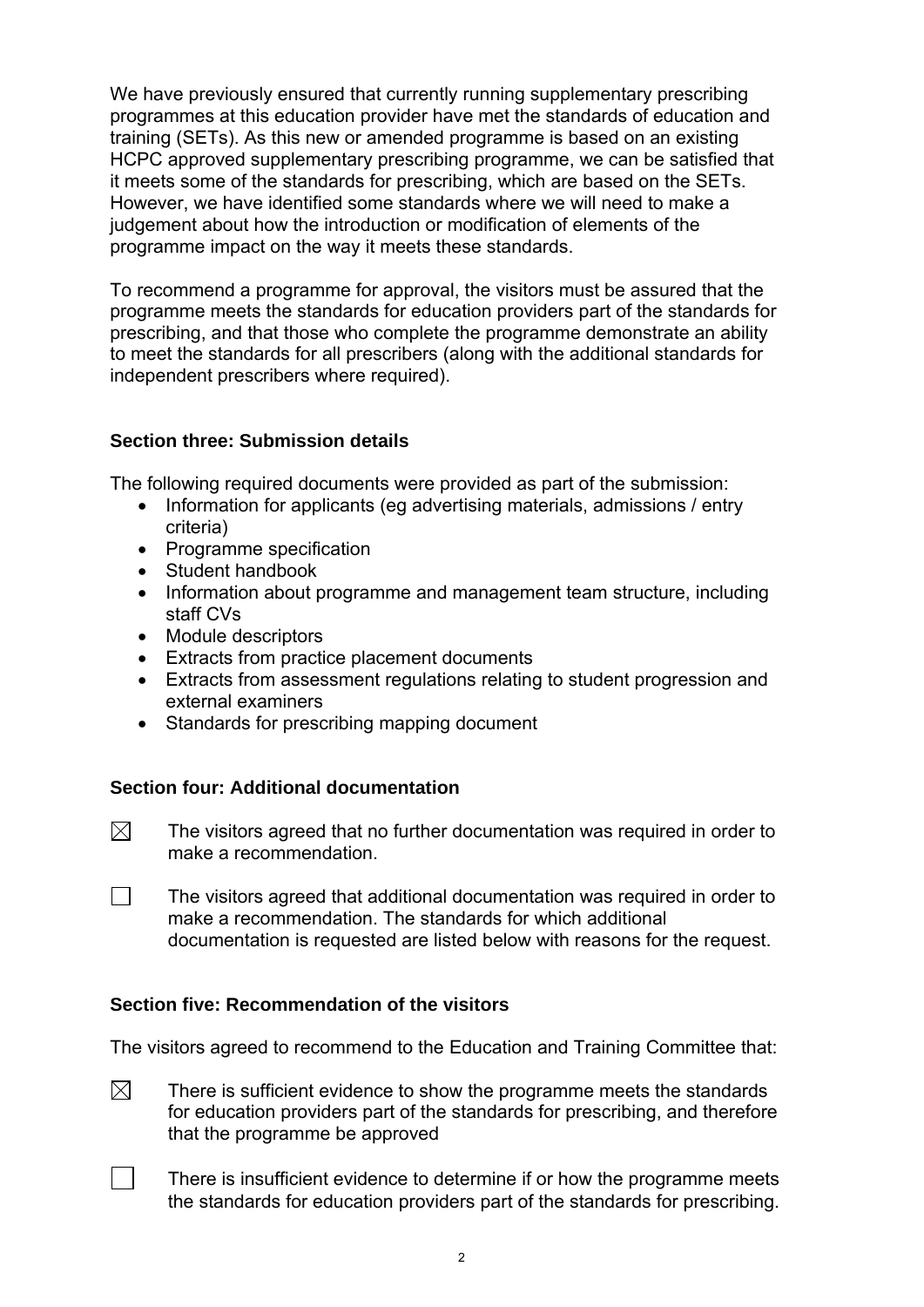We have previously ensured that currently running supplementary prescribing programmes at this education provider have met the standards of education and training (SETs). As this new or amended programme is based on an existing HCPC approved supplementary prescribing programme, we can be satisfied that it meets some of the standards for prescribing, which are based on the SETs. However, we have identified some standards where we will need to make a judgement about how the introduction or modification of elements of the programme impact on the way it meets these standards.

To recommend a programme for approval, the visitors must be assured that the programme meets the standards for education providers part of the standards for prescribing, and that those who complete the programme demonstrate an ability to meet the standards for all prescribers (along with the additional standards for independent prescribers where required).

### Section three: Submission details

The following required documents were provided as part of the submission:

- Information for applicants (eg advertising materials, admissions / entry criteria)
- Programme specification
- Student handbook
- Information about programme and management team structure, including staff CVs
- Module descriptors
- Extracts from practice placement documents
- Extracts from assessment regulations relating to student progression and external examiners
- Standards for prescribing mapping document

### Section four: Additional documentation

☒ The visitors agreed that no further documentation was required in order to make a recommendation.

☐ The visitors agreed that additional documentation was required in order to make a recommendation. The standards for which additional documentation is requested are listed below with reasons for the request.

### Section five: Recommendation of the visitors

The visitors agreed to recommend to the Education and Training Committee that:

☒ There is sufficient evidence to show the programme meets the standards for education providers part of the standards for prescribing, and therefore that the programme be approved

☐ There is insufficient evidence to determine if or how the programme meets the standards for education providers part of the standards for prescribing.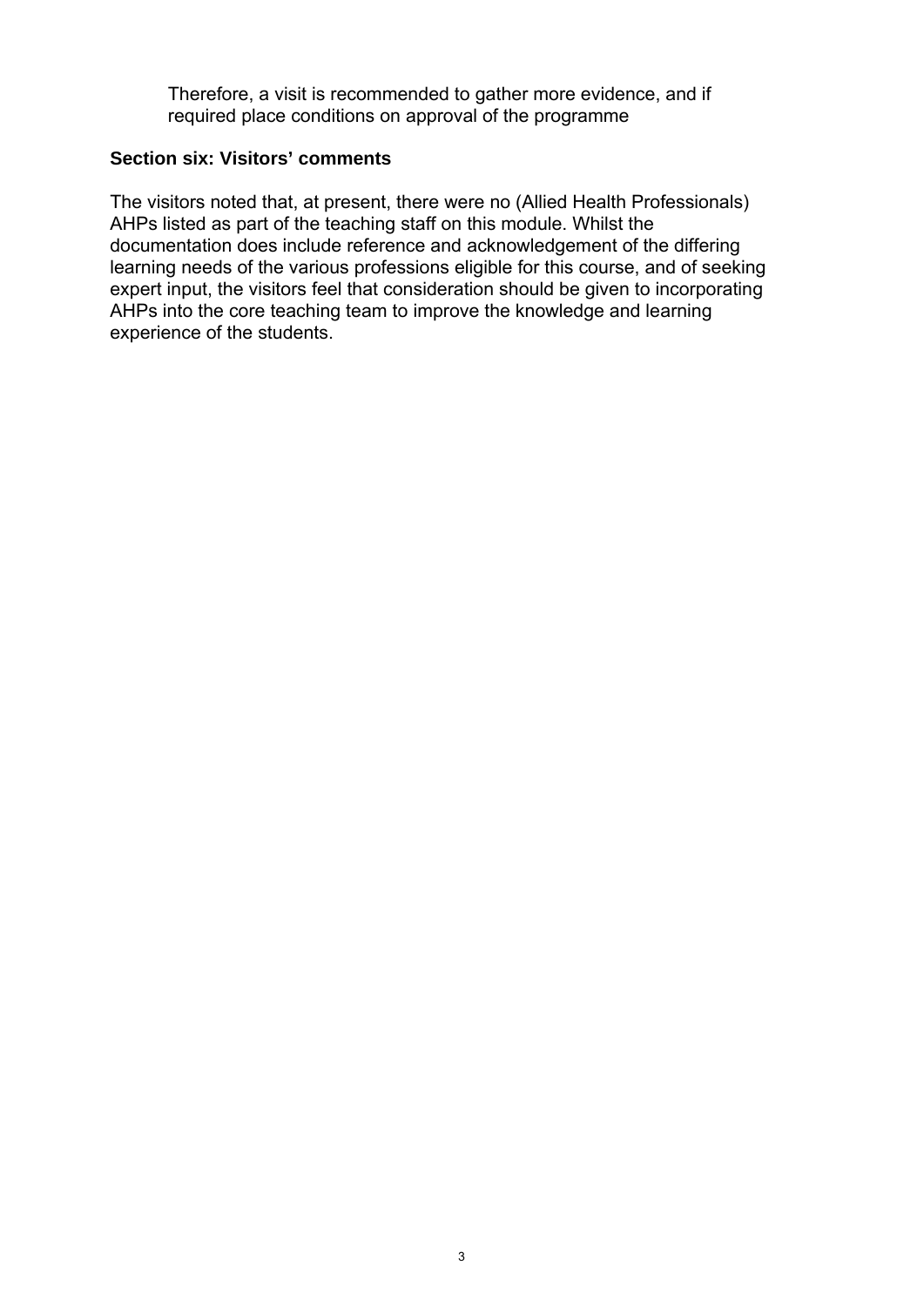Therefore, a visit is recommended to gather more evidence, and if required place conditions on approval of the programme

**Section six: Visitors' comments**

The visitors noted that, at present, there were no (Allied Health Professionals) AHPs listed as part of the teaching staff on this module. Whilst the documentation does include reference and acknowledgement of the differing learning needs of the various professions eligible for this course, and of seeking expert input, the visitors feel that consideration should be given to incorporating AHPs into the core teaching team to improve the knowledge and learning experience of the students.